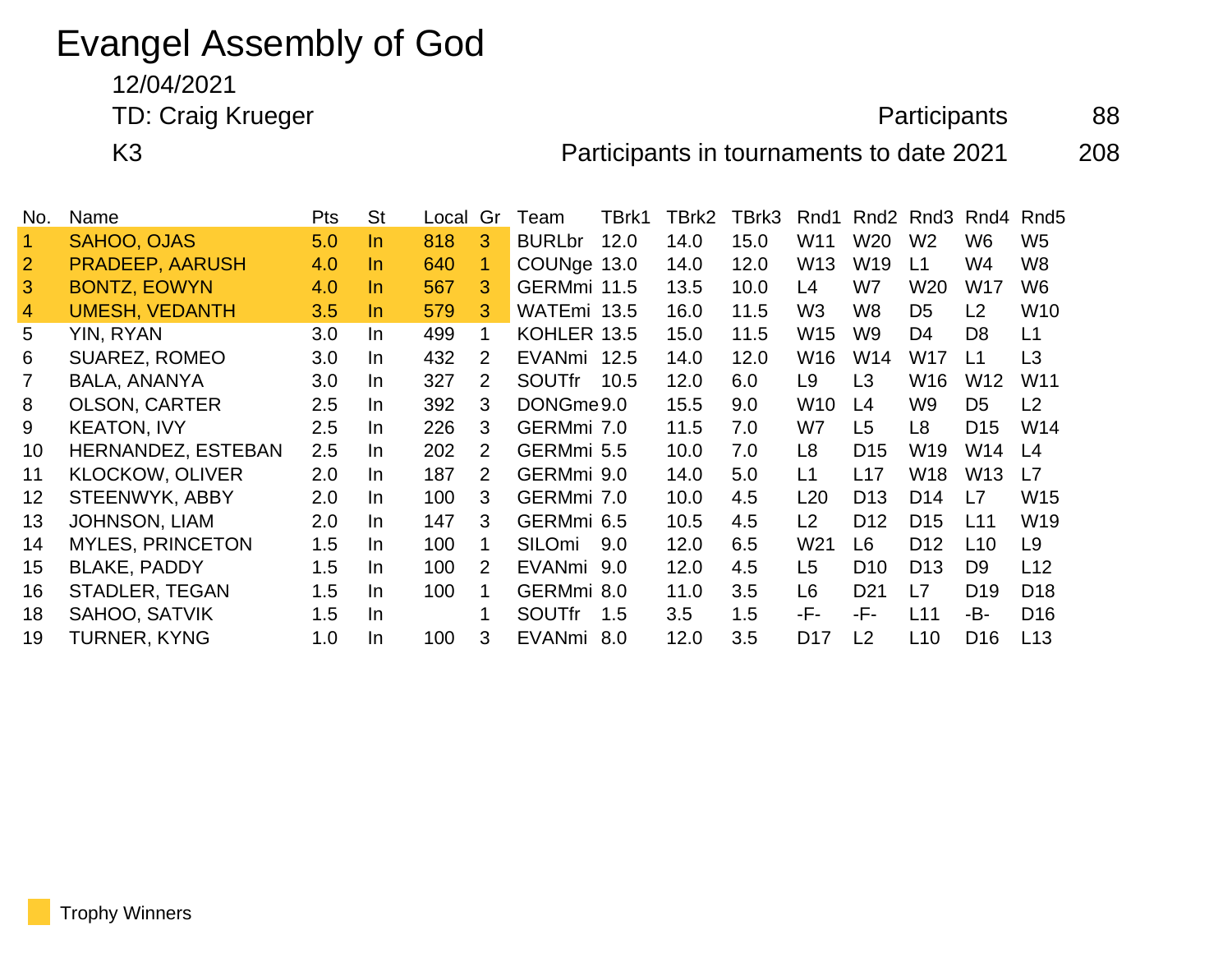# Evangel Assembly of God

12/04/2021

TD: Craig Krueger

K3

Participants 88

Participants in tournaments to date 2021 208

| No. | Name | Pts | St | Local | Gr | Team | TBrk1 | TBrk2 | TBrk3 | Rnd1 | Rnd2 | Rnd3 | Rnd4 | Rnd5 |
|---|---|---|---|---|---|---|---|---|---|---|---|---|---|---|
| 1 | SAHOO, OJAS | 5.0 | In | 818 | 3 | BURLbr | 12.0 | 14.0 | 15.0 | W11 | W20 | W2 | W6 | W5 |
| 2 | PRADEEP, AARUSH | 4.0 | In | 640 | 1 | COUNge | 13.0 | 14.0 | 12.0 | W13 | W19 | L1 | W4 | W8 |
| 3 | BONTZ, EOWYN | 4.0 | In | 567 | 3 | GERMmi | 11.5 | 13.5 | 10.0 | L4 | W7 | W20 | W17 | W6 |
| 4 | UMESH, VEDANTH | 3.5 | In | 579 | 3 | WATEmi | 13.5 | 16.0 | 11.5 | W3 | W8 | D5 | L2 | W10 |
| 5 | YIN, RYAN | 3.0 | In | 499 | 1 | KOHLER | 13.5 | 15.0 | 11.5 | W15 | W9 | D4 | D8 | L1 |
| 6 | SUAREZ, ROMEO | 3.0 | In | 432 | 2 | EVANmi | 12.5 | 14.0 | 12.0 | W16 | W14 | W17 | L1 | L3 |
| 7 | BALA, ANANYA | 3.0 | In | 327 | 2 | SOUTfr | 10.5 | 12.0 | 6.0 | L9 | L3 | W16 | W12 | W11 |
| 8 | OLSON, CARTER | 2.5 | In | 392 | 3 | DONGme | 9.0 | 15.5 | 9.0 | W10 | L4 | W9 | D5 | L2 |
| 9 | KEATON, IVY | 2.5 | In | 226 | 3 | GERMmi | 7.0 | 11.5 | 7.0 | W7 | L5 | L8 | D15 | W14 |
| 10 | HERNANDEZ, ESTEBAN | 2.5 | In | 202 | 2 | GERMmi | 5.5 | 10.0 | 7.0 | L8 | D15 | W19 | W14 | L4 |
| 11 | KLOCKOW, OLIVER | 2.0 | In | 187 | 2 | GERMmi | 9.0 | 14.0 | 5.0 | L1 | L17 | W18 | W13 | L7 |
| 12 | STEENWYK, ABBY | 2.0 | In | 100 | 3 | GERMmi | 7.0 | 10.0 | 4.5 | L20 | D13 | D14 | L7 | W15 |
| 13 | JOHNSON, LIAM | 2.0 | In | 147 | 3 | GERMmi | 6.5 | 10.5 | 4.5 | L2 | D12 | D15 | L11 | W19 |
| 14 | MYLES, PRINCETON | 1.5 | In | 100 | 1 | SILOmi | 9.0 | 12.0 | 6.5 | W21 | L6 | D12 | L10 | L9 |
| 15 | BLAKE, PADDY | 1.5 | In | 100 | 2 | EVANmi | 9.0 | 12.0 | 4.5 | L5 | D10 | D13 | D9 | L12 |
| 16 | STADLER, TEGAN | 1.5 | In | 100 | 1 | GERMmi | 8.0 | 11.0 | 3.5 | L6 | D21 | L7 | D19 | D18 |
| 18 | SAHOO, SATVIK | 1.5 | In | | 1 | SOUTfr | 1.5 | 3.5 | 1.5 | -F- | -F- | L11 | -B- | D16 |
| 19 | TURNER, KYNG | 1.0 | In | 100 | 3 | EVANmi | 8.0 | 12.0 | 3.5 | D17 | L2 | L10 | D16 | L13 |

Trophy Winners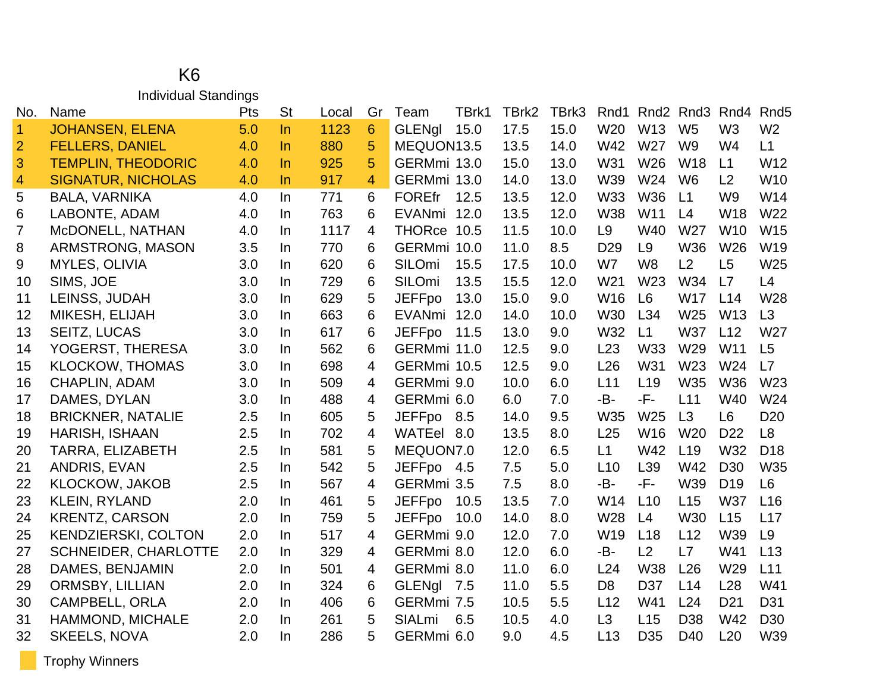# K6

## Individual Standings

| No. | Name | Pts | St | Local | Gr | Team | TBrk1 | TBrk2 | TBrk3 | Rnd1 | Rnd2 | Rnd3 | Rnd4 | Rnd5 |
|---|---|---|---|---|---|---|---|---|---|---|---|---|---|---|
| 1 | JOHANSEN, ELENA | 5.0 | In | 1123 | 6 | GLENgl | 15.0 | 17.5 | 15.0 | W20 | W13 | W5 | W3 | W2 |
| 2 | FELLERS, DANIEL | 4.0 | In | 880 | 5 | MEQUON | 13.5 | 13.5 | 14.0 | W42 | W27 | W9 | W4 | L1 |
| 3 | TEMPLIN, THEODORIC | 4.0 | In | 925 | 5 | GERMmi | 13.0 | 15.0 | 13.0 | W31 | W26 | W18 | L1 | W12 |
| 4 | SIGNATUR, NICHOLAS | 4.0 | In | 917 | 4 | GERMmi | 13.0 | 14.0 | 13.0 | W39 | W24 | W6 | L2 | W10 |
| 5 | BALA, VARNIKA | 4.0 | In | 771 | 6 | FOREfr | 12.5 | 13.5 | 12.0 | W33 | W36 | L1 | W9 | W14 |
| 6 | LABONTE, ADAM | 4.0 | In | 763 | 6 | EVANmi | 12.0 | 13.5 | 12.0 | W38 | W11 | L4 | W18 | W22 |
| 7 | McDONELL, NATHAN | 4.0 | In | 1117 | 4 | THORce | 10.5 | 11.5 | 10.0 | L9 | W40 | W27 | W10 | W15 |
| 8 | ARMSTRONG, MASON | 3.5 | In | 770 | 6 | GERMmi | 10.0 | 11.0 | 8.5 | D29 | L9 | W36 | W26 | W19 |
| 9 | MYLES, OLIVIA | 3.0 | In | 620 | 6 | SILOmi | 15.5 | 17.5 | 10.0 | W7 | W8 | L2 | L5 | W25 |
| 10 | SIMS, JOE | 3.0 | In | 729 | 6 | SILOmi | 13.5 | 15.5 | 12.0 | W21 | W23 | W34 | L7 | L4 |
| 11 | LEINSS, JUDAH | 3.0 | In | 629 | 5 | JEFFpo | 13.0 | 15.0 | 9.0 | W16 | L6 | W17 | L14 | W28 |
| 12 | MIKESH, ELIJAH | 3.0 | In | 663 | 6 | EVANmi | 12.0 | 14.0 | 10.0 | W30 | L34 | W25 | W13 | L3 |
| 13 | SEITZ, LUCAS | 3.0 | In | 617 | 6 | JEFFpo | 11.5 | 13.0 | 9.0 | W32 | L1 | W37 | L12 | W27 |
| 14 | YOGERST, THERESA | 3.0 | In | 562 | 6 | GERMmi | 11.0 | 12.5 | 9.0 | L23 | W33 | W29 | W11 | L5 |
| 15 | KLOCKOW, THOMAS | 3.0 | In | 698 | 4 | GERMmi | 10.5 | 12.5 | 9.0 | L26 | W31 | W23 | W24 | L7 |
| 16 | CHAPLIN, ADAM | 3.0 | In | 509 | 4 | GERMmi | 9.0 | 10.0 | 6.0 | L11 | L19 | W35 | W36 | W23 |
| 17 | DAMES, DYLAN | 3.0 | In | 488 | 4 | GERMmi | 6.0 | 6.0 | 7.0 | -B- | -F- | L11 | W40 | W24 |
| 18 | BRICKNER, NATALIE | 2.5 | In | 605 | 5 | JEFFpo | 8.5 | 14.0 | 9.5 | W35 | W25 | L3 | L6 | D20 |
| 19 | HARISH, ISHAAN | 2.5 | In | 702 | 4 | WATEel | 8.0 | 13.5 | 8.0 | L25 | W16 | W20 | D22 | L8 |
| 20 | TARRA, ELIZABETH | 2.5 | In | 581 | 5 | MEQUON | 7.0 | 12.0 | 6.5 | L1 | W42 | L19 | W32 | D18 |
| 21 | ANDRIS, EVAN | 2.5 | In | 542 | 5 | JEFFpo | 4.5 | 7.5 | 5.0 | L10 | L39 | W42 | D30 | W35 |
| 22 | KLOCKOW, JAKOB | 2.5 | In | 567 | 4 | GERMmi | 3.5 | 7.5 | 8.0 | -B- | -F- | W39 | D19 | L6 |
| 23 | KLEIN, RYLAND | 2.0 | In | 461 | 5 | JEFFpo | 10.5 | 13.5 | 7.0 | W14 | L10 | L15 | W37 | L16 |
| 24 | KRENTZ, CARSON | 2.0 | In | 759 | 5 | JEFFpo | 10.0 | 14.0 | 8.0 | W28 | L4 | W30 | L15 | L17 |
| 25 | KENDZIERSKI, COLTON | 2.0 | In | 517 | 4 | GERMmi | 9.0 | 12.0 | 7.0 | W19 | L18 | L12 | W39 | L9 |
| 27 | SCHNEIDER, CHARLOTTE | 2.0 | In | 329 | 4 | GERMmi | 8.0 | 12.0 | 6.0 | -B- | L2 | L7 | W41 | L13 |
| 28 | DAMES, BENJAMIN | 2.0 | In | 501 | 4 | GERMmi | 8.0 | 11.0 | 6.0 | L24 | W38 | L26 | W29 | L11 |
| 29 | ORMSBY, LILLIAN | 2.0 | In | 324 | 6 | GLENgl | 7.5 | 11.0 | 5.5 | D8 | D37 | L14 | L28 | W41 |
| 30 | CAMPBELL, ORLA | 2.0 | In | 406 | 6 | GERMmi | 7.5 | 10.5 | 5.5 | L12 | W41 | L24 | D21 | D31 |
| 31 | HAMMOND, MICHALE | 2.0 | In | 261 | 5 | SIALmi | 6.5 | 10.5 | 4.0 | L3 | L15 | D38 | W42 | D30 |
| 32 | SKEELS, NOVA | 2.0 | In | 286 | 5 | GERMmi | 6.0 | 9.0 | 4.5 | L13 | D35 | D40 | L20 | W39 |

Trophy Winners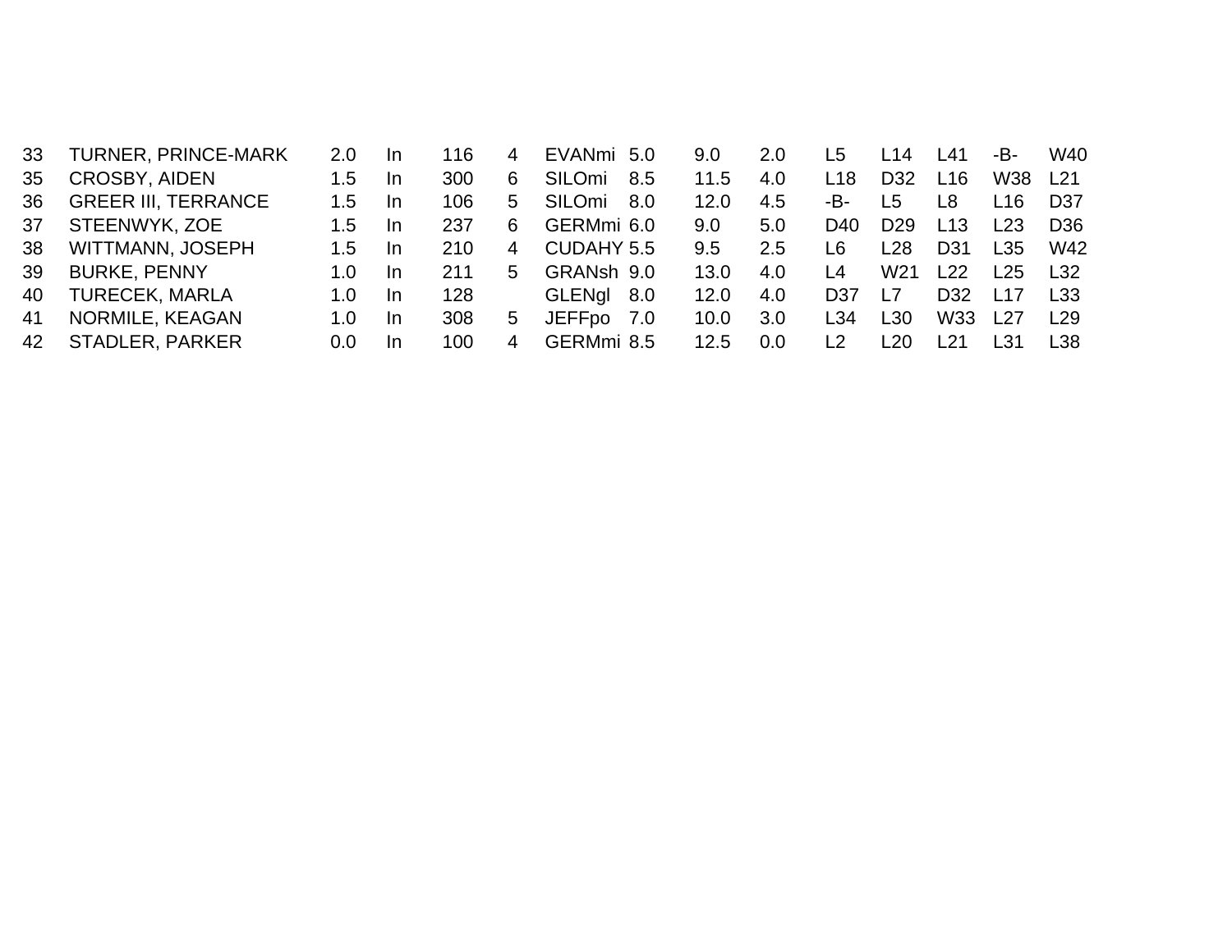| | | | | | | | | | | | | | | | |
|---|---|---|---|---|---|---|---|---|---|---|---|---|---|---|---|
| 33 | TURNER, PRINCE-MARK | 2.0 | In | 116 | 4 | EVANmi | 5.0 | 9.0 | 2.0 | L5 | L14 | L41 | -B- | W40 |
| 35 | CROSBY, AIDEN | 1.5 | In | 300 | 6 | SILOmi | 8.5 | 11.5 | 4.0 | L18 | D32 | L16 | W38 | L21 |
| 36 | GREER III, TERRANCE | 1.5 | In | 106 | 5 | SILOmi | 8.0 | 12.0 | 4.5 | -B- | L5 | L8 | L16 | D37 |
| 37 | STEENWYK, ZOE | 1.5 | In | 237 | 6 | GERMmi | 6.0 | 9.0 | 5.0 | D40 | D29 | L13 | L23 | D36 |
| 38 | WITTMANN, JOSEPH | 1.5 | In | 210 | 4 | CUDAHY | 5.5 | 9.5 | 2.5 | L6 | L28 | D31 | L35 | W42 |
| 39 | BURKE, PENNY | 1.0 | In | 211 | 5 | GRANsh | 9.0 | 13.0 | 4.0 | L4 | W21 | L22 | L25 | L32 |
| 40 | TURECEK, MARLA | 1.0 | In | 128 | | GLENgl | 8.0 | 12.0 | 4.0 | D37 | L7 | D32 | L17 | L33 |
| 41 | NORMILE, KEAGAN | 1.0 | In | 308 | 5 | JEFFpo | 7.0 | 10.0 | 3.0 | L34 | L30 | W33 | L27 | L29 |
| 42 | STADLER, PARKER | 0.0 | In | 100 | 4 | GERMmi | 8.5 | 12.5 | 0.0 | L2 | L20 | L21 | L31 | L38 |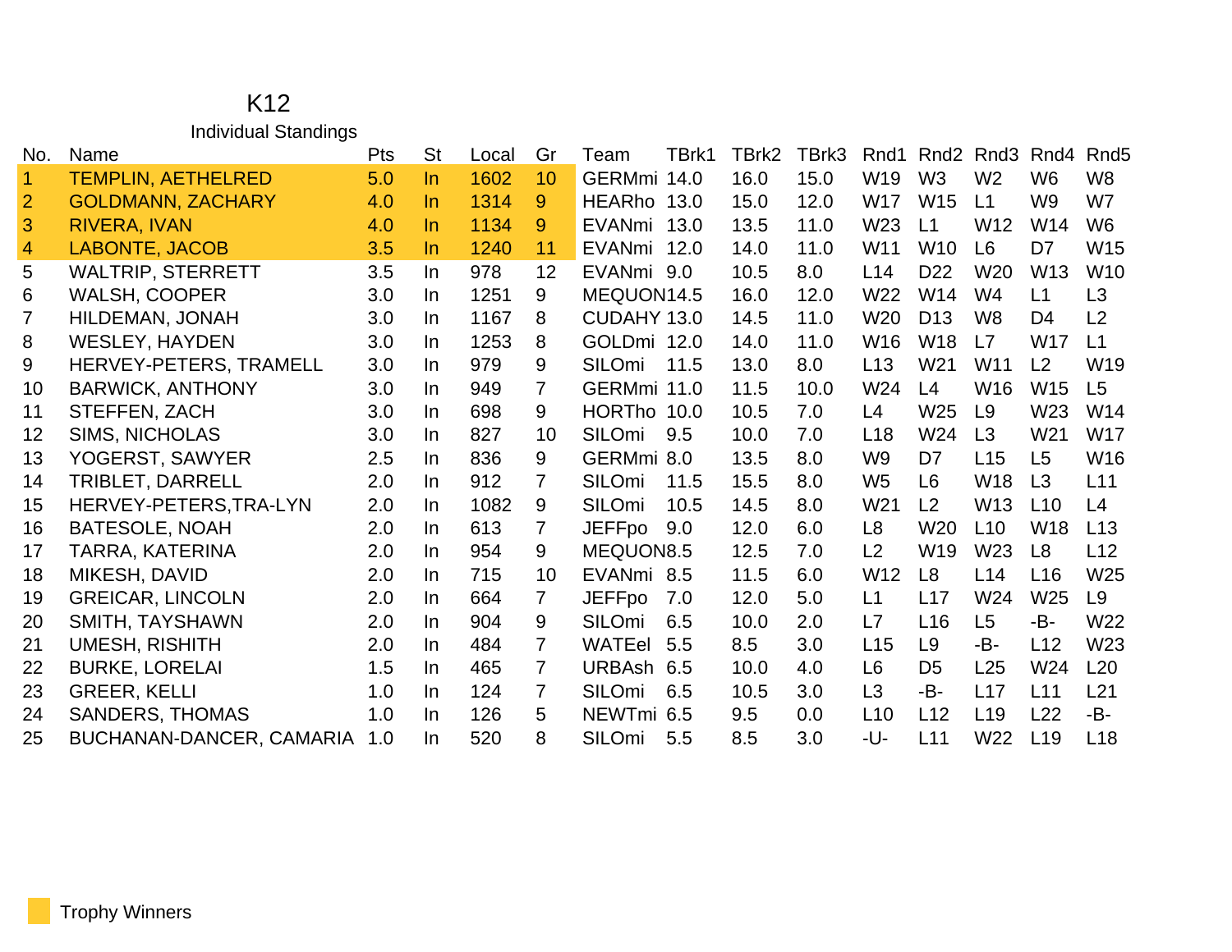# K12

## Individual Standings

| No. | Name | Pts | St | Local | Gr | Team | TBrk1 | TBrk2 | TBrk3 | Rnd1 | Rnd2 | Rnd3 | Rnd4 | Rnd5 |
|---|---|---|---|---|---|---|---|---|---|---|---|---|---|---|
| 1 | TEMPLIN, AETHELRED | 5.0 | In | 1602 | 10 | GERMmi | 14.0 | 16.0 | 15.0 | W19 | W3 | W2 | W6 | W8 |
| 2 | GOLDMANN, ZACHARY | 4.0 | In | 1314 | 9 | HEARho | 13.0 | 15.0 | 12.0 | W17 | W15 | L1 | W9 | W7 |
| 3 | RIVERA, IVAN | 4.0 | In | 1134 | 9 | EVANmi | 13.0 | 13.5 | 11.0 | W23 | L1 | W12 | W14 | W6 |
| 4 | LABONTE, JACOB | 3.5 | In | 1240 | 11 | EVANmi | 12.0 | 14.0 | 11.0 | W11 | W10 | L6 | D7 | W15 |
| 5 | WALTRIP, STERRETT | 3.5 | In | 978 | 12 | EVANmi | 9.0 | 10.5 | 8.0 | L14 | D22 | W20 | W13 | W10 |
| 6 | WALSH, COOPER | 3.0 | In | 1251 | 9 | MEQUON | 14.5 | 16.0 | 12.0 | W22 | W14 | W4 | L1 | L3 |
| 7 | HILDEMAN, JONAH | 3.0 | In | 1167 | 8 | CUDAHY | 13.0 | 14.5 | 11.0 | W20 | D13 | W8 | D4 | L2 |
| 8 | WESLEY, HAYDEN | 3.0 | In | 1253 | 8 | GOLDmi | 12.0 | 14.0 | 11.0 | W16 | W18 | L7 | W17 | L1 |
| 9 | HERVEY-PETERS, TRAMELL | 3.0 | In | 979 | 9 | SILOmi | 11.5 | 13.0 | 8.0 | L13 | W21 | W11 | L2 | W19 |
| 10 | BARWICK, ANTHONY | 3.0 | In | 949 | 7 | GERMmi | 11.0 | 11.5 | 10.0 | W24 | L4 | W16 | W15 | L5 |
| 11 | STEFFEN, ZACH | 3.0 | In | 698 | 9 | HORTho | 10.0 | 10.5 | 7.0 | L4 | W25 | L9 | W23 | W14 |
| 12 | SIMS, NICHOLAS | 3.0 | In | 827 | 10 | SILOmi | 9.5 | 10.0 | 7.0 | L18 | W24 | L3 | W21 | W17 |
| 13 | YOGERST, SAWYER | 2.5 | In | 836 | 9 | GERMmi | 8.0 | 13.5 | 8.0 | W9 | D7 | L15 | L5 | W16 |
| 14 | TRIBLET, DARRELL | 2.0 | In | 912 | 7 | SILOmi | 11.5 | 15.5 | 8.0 | W5 | L6 | W18 | L3 | L11 |
| 15 | HERVEY-PETERS,TRA-LYN | 2.0 | In | 1082 | 9 | SILOmi | 10.5 | 14.5 | 8.0 | W21 | L2 | W13 | L10 | L4 |
| 16 | BATESOLE, NOAH | 2.0 | In | 613 | 7 | JEFFpo | 9.0 | 12.0 | 6.0 | L8 | W20 | L10 | W18 | L13 |
| 17 | TARRA, KATERINA | 2.0 | In | 954 | 9 | MEQUON | 8.5 | 12.5 | 7.0 | L2 | W19 | W23 | L8 | L12 |
| 18 | MIKESH, DAVID | 2.0 | In | 715 | 10 | EVANmi | 8.5 | 11.5 | 6.0 | W12 | L8 | L14 | L16 | W25 |
| 19 | GREICAR, LINCOLN | 2.0 | In | 664 | 7 | JEFFpo | 7.0 | 12.0 | 5.0 | L1 | L17 | W24 | W25 | L9 |
| 20 | SMITH, TAYSHAWN | 2.0 | In | 904 | 9 | SILOmi | 6.5 | 10.0 | 2.0 | L7 | L16 | L5 | -B- | W22 |
| 21 | UMESH, RISHITH | 2.0 | In | 484 | 7 | WATEel | 5.5 | 8.5 | 3.0 | L15 | L9 | -B- | L12 | W23 |
| 22 | BURKE, LORELAI | 1.5 | In | 465 | 7 | URBAsh | 6.5 | 10.0 | 4.0 | L6 | D5 | L25 | W24 | L20 |
| 23 | GREER, KELLI | 1.0 | In | 124 | 7 | SILOmi | 6.5 | 10.5 | 3.0 | L3 | -B- | L17 | L11 | L21 |
| 24 | SANDERS, THOMAS | 1.0 | In | 126 | 5 | NEWTmi | 6.5 | 9.5 | 0.0 | L10 | L12 | L19 | L22 | -B- |
| 25 | BUCHANAN-DANCER, CAMARIA | 1.0 | In | 520 | 8 | SILOmi | 5.5 | 8.5 | 3.0 | -U- | L11 | W22 | L19 | L18 |

Trophy Winners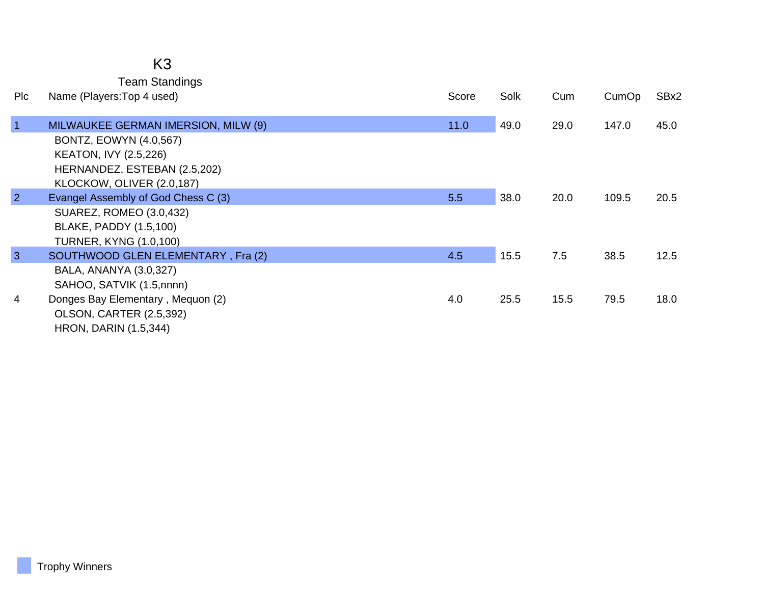# K3

## Team Standings

| Plc | Name (Players:Top 4 used) | Score | Solk | Cum | CumOp | SBx2 |
|---|---|---|---|---|---|---|
| 1 | MILWAUKEE GERMAN IMERSION, MILW (9) | 11.0 | 49.0 | 29.0 | 147.0 | 45.0 |
| | BONTZ, EOWYN (4.0,567) | | | | | |
| | KEATON, IVY (2.5,226) | | | | | |
| | HERNANDEZ, ESTEBAN (2.5,202) | | | | | |
| | KLOCKOW, OLIVER (2.0,187) | | | | | |
| 2 | Evangel Assembly of God Chess C (3) | 5.5 | 38.0 | 20.0 | 109.5 | 20.5 |
| | SUAREZ, ROMEO (3.0,432) | | | | | |
| | BLAKE, PADDY (1.5,100) | | | | | |
| | TURNER, KYNG (1.0,100) | | | | | |
| 3 | SOUTHWOOD GLEN ELEMENTARY , Fra (2) | 4.5 | 15.5 | 7.5 | 38.5 | 12.5 |
| | BALA, ANANYA (3.0,327) | | | | | |
| | SAHOO, SATVIK (1.5,nnnn) | | | | | |
| 4 | Donges Bay Elementary , Mequon (2) | 4.0 | 25.5 | 15.5 | 79.5 | 18.0 |
| | OLSON, CARTER (2.5,392) | | | | | |
| | HRON, DARIN (1.5,344) | | | | | |

Trophy Winners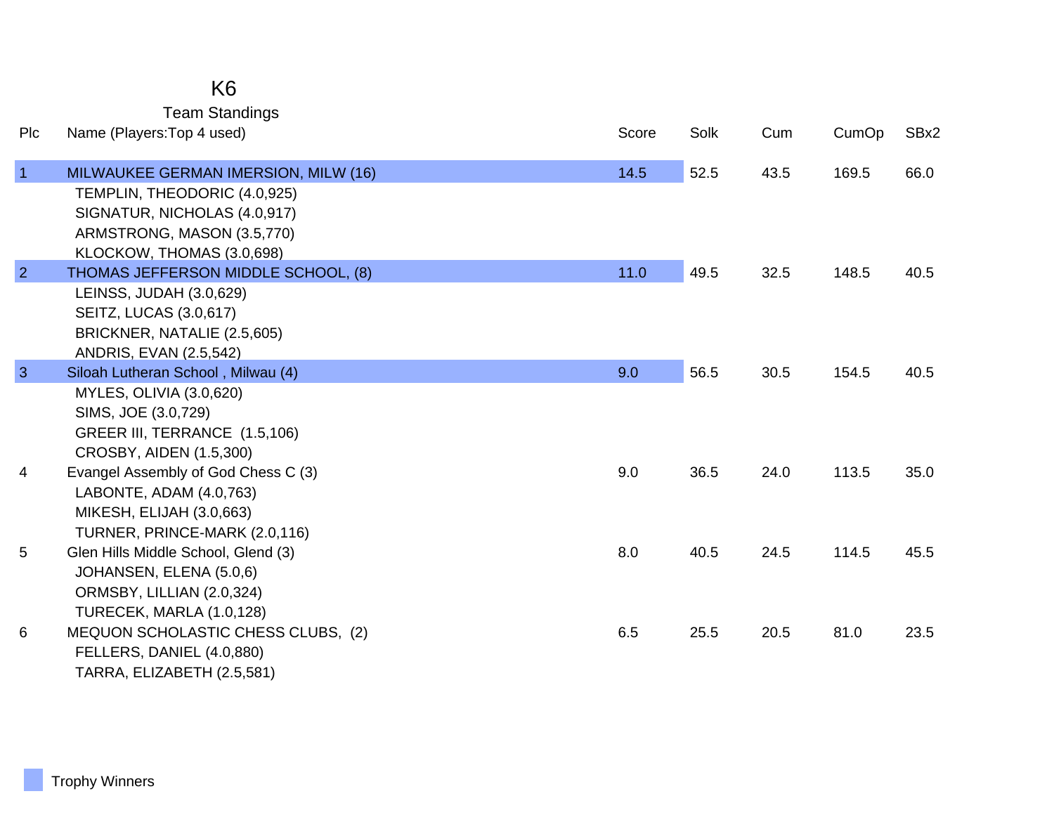# K6

## Team Standings

| Plc | Name (Players:Top 4 used) | Score | Solk | Cum | CumOp | SBx2 |
|---|---|---|---|---|---|---|
| 1 | MILWAUKEE GERMAN IMERSION, MILW (16) | 14.5 | 52.5 | 43.5 | 169.5 | 66.0 |
| | TEMPLIN, THEODORIC (4.0,925) | | | | | |
| | SIGNATUR, NICHOLAS (4.0,917) | | | | | |
| | ARMSTRONG, MASON (3.5,770) | | | | | |
| | KLOCKOW, THOMAS (3.0,698) | | | | | |
| 2 | THOMAS JEFFERSON MIDDLE SCHOOL, (8) | 11.0 | 49.5 | 32.5 | 148.5 | 40.5 |
| | LEINSS, JUDAH (3.0,629) | | | | | |
| | SEITZ, LUCAS (3.0,617) | | | | | |
| | BRICKNER, NATALIE (2.5,605) | | | | | |
| | ANDRIS, EVAN (2.5,542) | | | | | |
| 3 | Siloah Lutheran School , Milwau (4) | 9.0 | 56.5 | 30.5 | 154.5 | 40.5 |
| | MYLES, OLIVIA (3.0,620) | | | | | |
| | SIMS, JOE (3.0,729) | | | | | |
| | GREER III, TERRANCE (1.5,106) | | | | | |
| | CROSBY, AIDEN (1.5,300) | | | | | |
| 4 | Evangel Assembly of God Chess C (3) | 9.0 | 36.5 | 24.0 | 113.5 | 35.0 |
| | LABONTE, ADAM (4.0,763) | | | | | |
| | MIKESH, ELIJAH (3.0,663) | | | | | |
| | TURNER, PRINCE-MARK (2.0,116) | | | | | |
| 5 | Glen Hills Middle School, Glend (3) | 8.0 | 40.5 | 24.5 | 114.5 | 45.5 |
| | JOHANSEN, ELENA (5.0,6) | | | | | |
| | ORMSBY, LILLIAN (2.0,324) | | | | | |
| | TURECEK, MARLA (1.0,128) | | | | | |
| 6 | MEQUON SCHOLASTIC CHESS CLUBS, (2) | 6.5 | 25.5 | 20.5 | 81.0 | 23.5 |
| | FELLERS, DANIEL (4.0,880) | | | | | |
| | TARRA, ELIZABETH (2.5,581) | | | | | |

Trophy Winners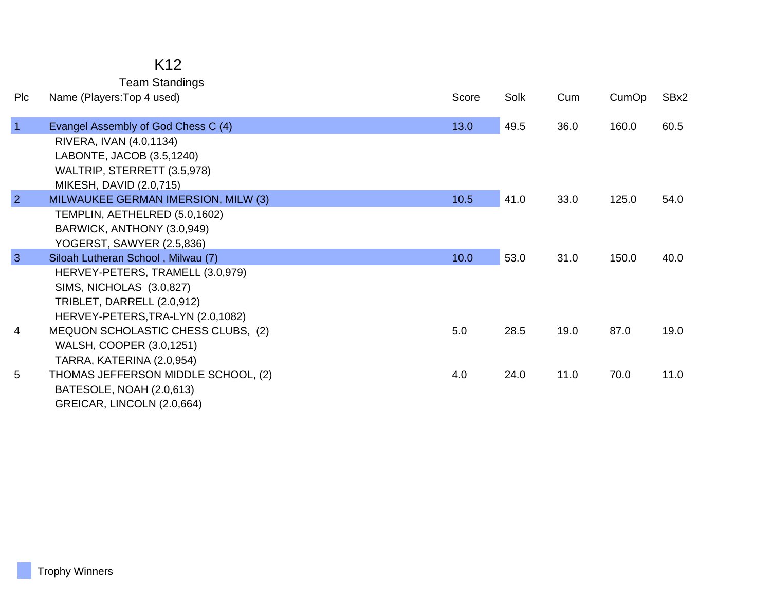# K12

## Team Standings

| Plc | Name (Players:Top 4 used) | Score | Solk | Cum | CumOp | SBx2 |
|---|---|---|---|---|---|---|
| 1 | Evangel Assembly of God Chess C (4) | 13.0 | 49.5 | 36.0 | 160.0 | 60.5 |
| | RIVERA, IVAN (4.0,1134) | | | | | |
| | LABONTE, JACOB (3.5,1240) | | | | | |
| | WALTRIP, STERRETT (3.5,978) | | | | | |
| | MIKESH, DAVID (2.0,715) | | | | | |
| 2 | MILWAUKEE GERMAN IMERSION, MILW (3) | 10.5 | 41.0 | 33.0 | 125.0 | 54.0 |
| | TEMPLIN, AETHELRED (5.0,1602) | | | | | |
| | BARWICK, ANTHONY (3.0,949) | | | | | |
| | YOGERST, SAWYER (2.5,836) | | | | | |
| 3 | Siloah Lutheran School , Milwau (7) | 10.0 | 53.0 | 31.0 | 150.0 | 40.0 |
| | HERVEY-PETERS, TRAMELL (3.0,979) | | | | | |
| | SIMS, NICHOLAS (3.0,827) | | | | | |
| | TRIBLET, DARRELL (2.0,912) | | | | | |
| | HERVEY-PETERS,TRA-LYN (2.0,1082) | | | | | |
| 4 | MEQUON SCHOLASTIC CHESS CLUBS, (2) | 5.0 | 28.5 | 19.0 | 87.0 | 19.0 |
| | WALSH, COOPER (3.0,1251) | | | | | |
| | TARRA, KATERINA (2.0,954) | | | | | |
| 5 | THOMAS JEFFERSON MIDDLE SCHOOL, (2) | 4.0 | 24.0 | 11.0 | 70.0 | 11.0 |
| | BATESOLE, NOAH (2.0,613) | | | | | |
| | GREICAR, LINCOLN (2.0,664) | | | | | |

Trophy Winners